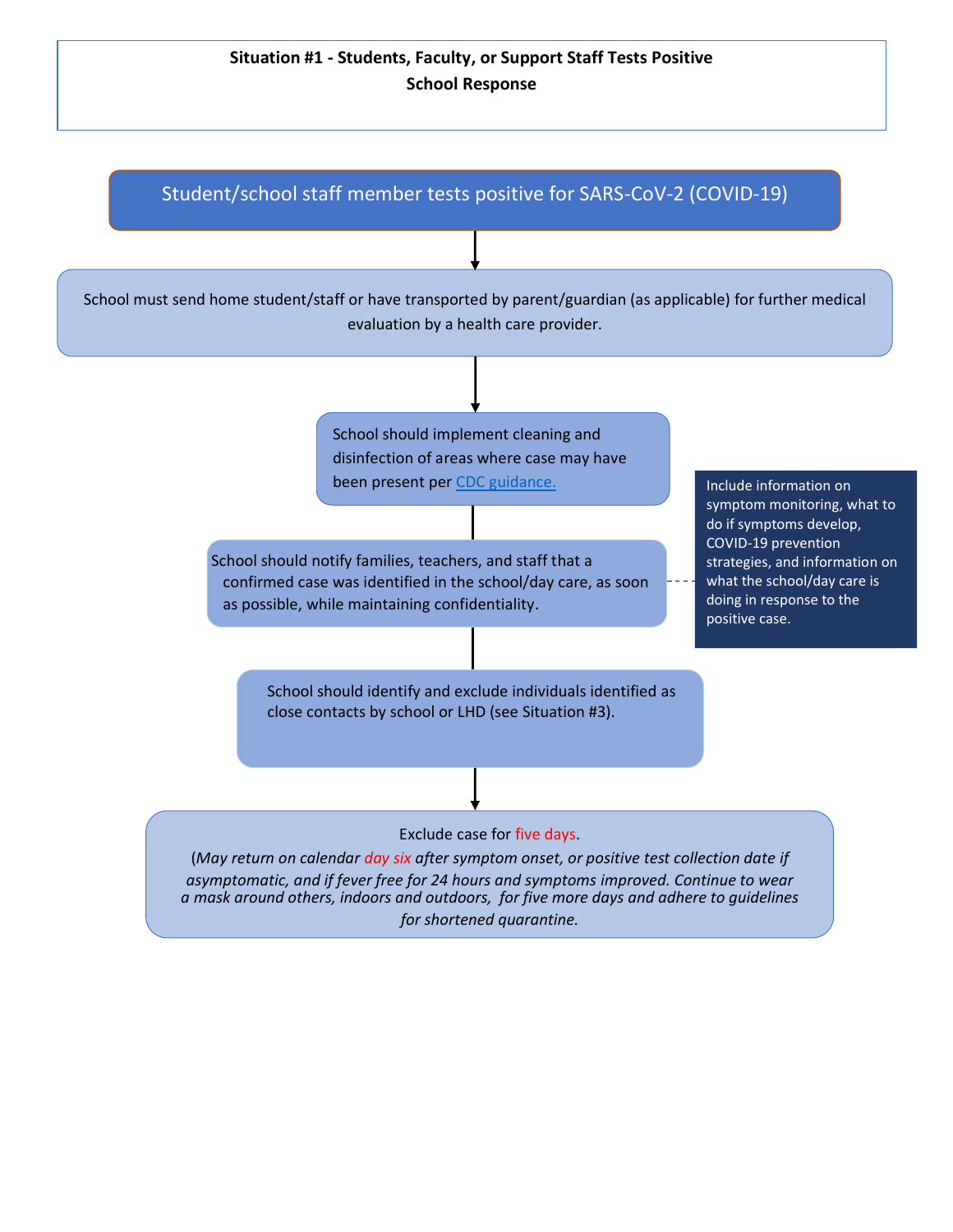**Situation #1 - Students, Faculty, or Support Staff Tests Positive**
**School Response**

Student/school staff member tests positive for SARS-CoV-2 (COVID-19)

School must send home student/staff or have transported by parent/guardian (as applicable) for further medical evaluation by a health care provider.

School should implement cleaning and disinfection of areas where case may have been present per [CDC guidance.]

School should notify families, teachers, and staff that a confirmed case was identified in the school/day care, as soon as possible, while maintaining confidentiality.

Include information on symptom monitoring, what to do if symptoms develop, COVID-19 prevention strategies, and information on what the school/day care is doing in response to the positive case.

School should identify and exclude individuals identified as close contacts by school or LHD (see Situation #3).

Exclude case for five days.

*(May return on calendar day six after symptom onset, or positive test collection date if asymptomatic, and if fever free for 24 hours and symptoms improved. Continue to wear a mask around others, indoors and outdoors, for five more days and adhere to guidelines for shortened quarantine.*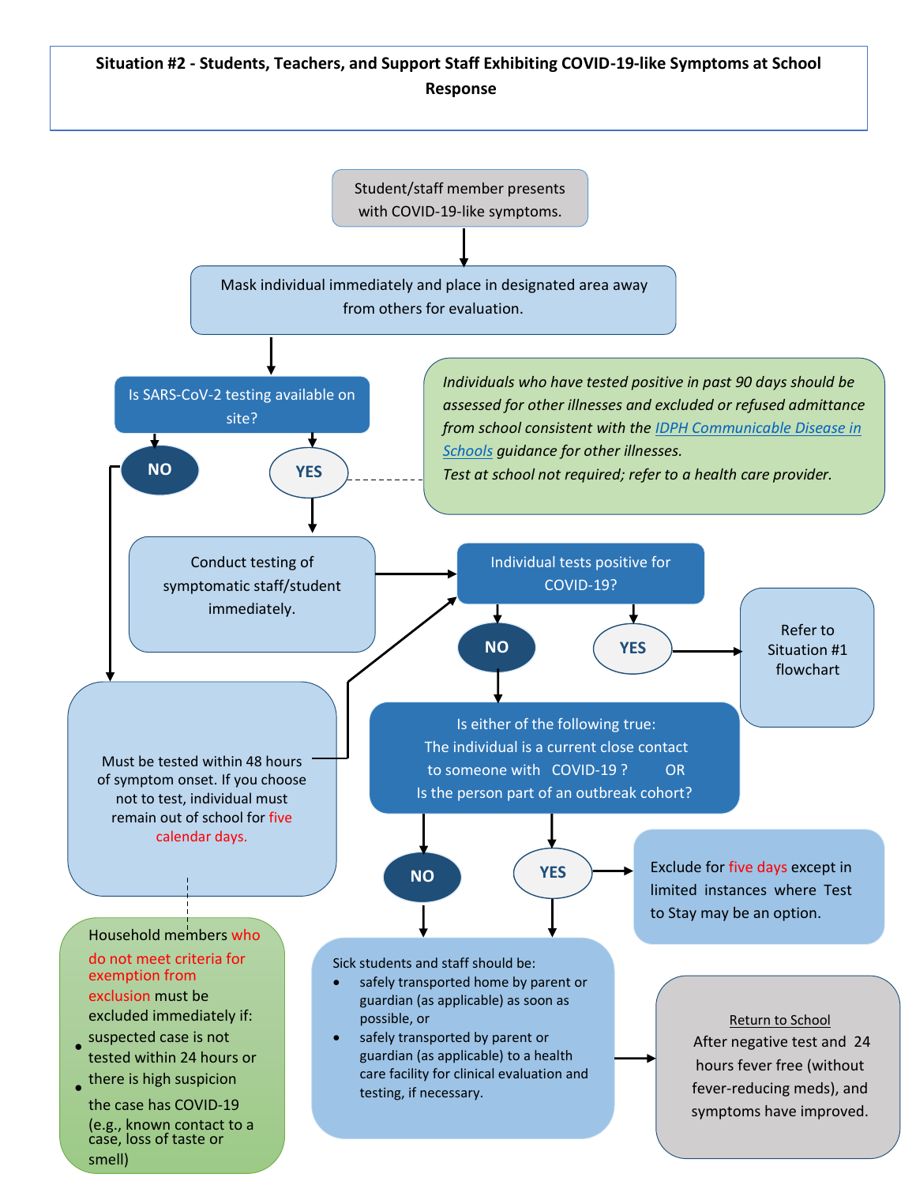**Situation #2 - Students, Teachers, and Support Staff Exhibiting COVID-19-like Symptoms at School Response**

Student/staff member presents with COVID-19-like symptoms.

Mask individual immediately and place in designated area away from others for evaluation.

Is SARS-CoV-2 testing available on site?

NO

YES

*Individuals who have tested positive in past 90 days should be assessed for other illnesses and excluded or refused admittance from school consistent with the [IDPH Communicable Disease in Schools] guidance for other illnesses.*
*Test at school not required; refer to a health care provider.*

Conduct testing of symptomatic staff/student immediately.

Individual tests positive for COVID-19?

NO

YES

Refer to Situation #1 flowchart

Must be tested within 48 hours of symptom onset. If you choose not to test, individual must remain out of school for five calendar days.

Is either of the following true:
The individual is a current close contact to someone with COVID-19 ? OR
Is the person part of an outbreak cohort?

NO

YES

Exclude for five days except in limited instances where Test to Stay may be an option.

Household members who do not meet criteria for exemption from exclusion must be excluded immediately if:

- suspected case is not tested within 24 hours or
- there is high suspicion the case has COVID-19 (e.g., known contact to a case, loss of taste or smell)

Sick students and staff should be:

- safely transported home by parent or guardian (as applicable) as soon as possible, or
- safely transported by parent or guardian (as applicable) to a health care facility for clinical evaluation and testing, if necessary.

Return to School
After negative test and 24 hours fever free (without fever-reducing meds), and symptoms have improved.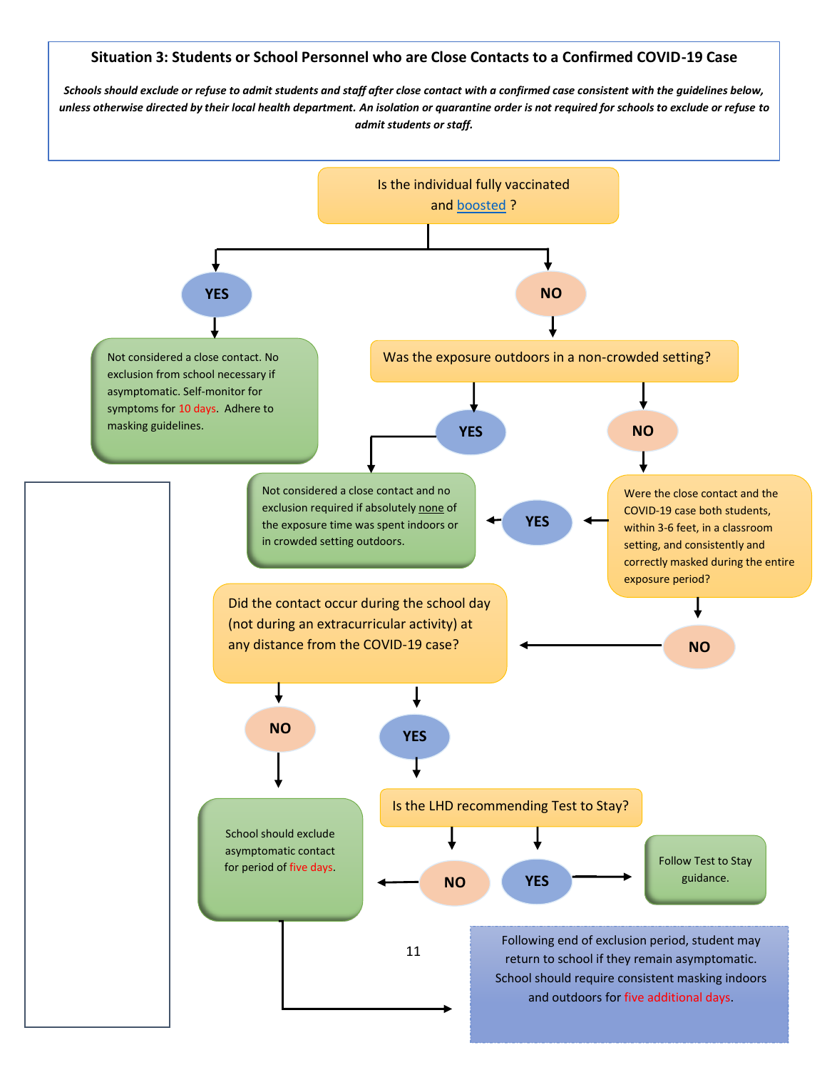**Situation 3: Students or School Personnel who are Close Contacts to a Confirmed COVID-19 Case**

***Schools should exclude or refuse to admit students and staff after close contact with a confirmed case consistent with the guidelines below, unless otherwise directed by their local health department. An isolation or quarantine order is not required for schools to exclude or refuse to admit students or staff.***

Is the individual fully vaccinated and boosted ?

YES

Not considered a close contact. No exclusion from school necessary if asymptomatic. Self-monitor for symptoms for 10 days. Adhere to masking guidelines.

NO

Was the exposure outdoors in a non-crowded setting?

YES

Not considered a close contact and no exclusion required if absolutely none of the exposure time was spent indoors or in crowded setting outdoors.

NO

Were the close contact and the COVID-19 case both students, within 3-6 feet, in a classroom setting, and consistently and correctly masked during the entire exposure period?

YES

NO

Did the contact occur during the school day (not during an extracurricular activity) at any distance from the COVID-19 case?

NO

School should exclude asymptomatic contact for period of five days.

YES

Is the LHD recommending Test to Stay?

NO

YES

Follow Test to Stay guidance.

Following end of exclusion period, student may return to school if they remain asymptomatic. School should require consistent masking indoors and outdoors for five additional days.